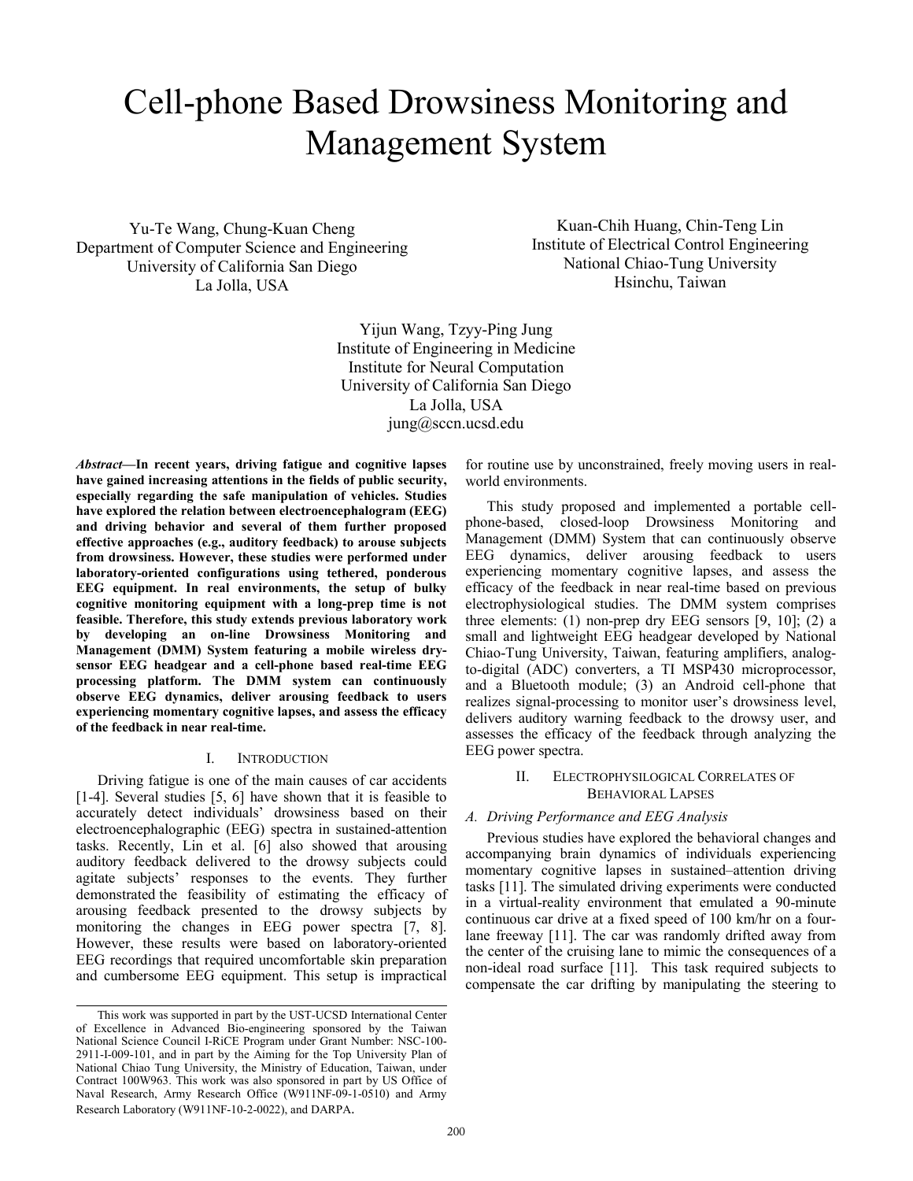# Cell-phone Based Drowsiness Monitoring and Management System

Yu-Te Wang, Chung-Kuan Cheng
Department of Computer Science and Engineering
University of California San Diego
La Jolla, USA

Kuan-Chih Huang, Chin-Teng Lin
Institute of Electrical Control Engineering
National Chiao-Tung University
Hsinchu, Taiwan

Yijun Wang, Tzyy-Ping Jung
Institute of Engineering in Medicine
Institute for Neural Computation
University of California San Diego
La Jolla, USA
jung@sccn.ucsd.edu

***Abstract*—In recent years, driving fatigue and cognitive lapses have gained increasing attentions in the fields of public security, especially regarding the safe manipulation of vehicles. Studies have explored the relation between electroencephalogram (EEG) and driving behavior and several of them further proposed effective approaches (e.g., auditory feedback) to arouse subjects from drowsiness. However, these studies were performed under laboratory-oriented configurations using tethered, ponderous EEG equipment. In real environments, the setup of bulky cognitive monitoring equipment with a long-prep time is not feasible. Therefore, this study extends previous laboratory work by developing an on-line Drowsiness Monitoring and Management (DMM) System featuring a mobile wireless dry-sensor EEG headgear and a cell-phone based real-time EEG processing platform. The DMM system can continuously observe EEG dynamics, deliver arousing feedback to users experiencing momentary cognitive lapses, and assess the efficacy of the feedback in near real-time.**

## I. Introduction

Driving fatigue is one of the main causes of car accidents [1-4]. Several studies [5, 6] have shown that it is feasible to accurately detect individuals' drowsiness based on their electroencephalographic (EEG) spectra in sustained-attention tasks. Recently, Lin et al. [6] also showed that arousing auditory feedback delivered to the drowsy subjects could agitate subjects' responses to the events. They further demonstrated the feasibility of estimating the efficacy of arousing feedback presented to the drowsy subjects by monitoring the changes in EEG power spectra [7, 8]. However, these results were based on laboratory-oriented EEG recordings that required uncomfortable skin preparation and cumbersome EEG equipment. This setup is impractical for routine use by unconstrained, freely moving users in real-world environments.

This study proposed and implemented a portable cell-phone-based, closed-loop Drowsiness Monitoring and Management (DMM) System that can continuously observe EEG dynamics, deliver arousing feedback to users experiencing momentary cognitive lapses, and assess the efficacy of the feedback in near real-time based on previous electrophysiological studies. The DMM system comprises three elements: (1) non-prep dry EEG sensors [9, 10]; (2) a small and lightweight EEG headgear developed by National Chiao-Tung University, Taiwan, featuring amplifiers, analog-to-digital (ADC) converters, a TI MSP430 microprocessor, and a Bluetooth module; (3) an Android cell-phone that realizes signal-processing to monitor user's drowsiness level, delivers auditory warning feedback to the drowsy user, and assesses the efficacy of the feedback through analyzing the EEG power spectra.

## II. Electrophysilogical Correlates of Behavioral Lapses

### *A. Driving Performance and EEG Analysis*

Previous studies have explored the behavioral changes and accompanying brain dynamics of individuals experiencing momentary cognitive lapses in sustained–attention driving tasks [11]. The simulated driving experiments were conducted in a virtual-reality environment that emulated a 90-minute continuous car drive at a fixed speed of 100 km/hr on a four-lane freeway [11]. The car was randomly drifted away from the center of the cruising lane to mimic the consequences of a non-ideal road surface [11]. This task required subjects to compensate the car drifting by manipulating the steering to

---

This work was supported in part by the UST-UCSD International Center of Excellence in Advanced Bio-engineering sponsored by the Taiwan National Science Council I-RiCE Program under Grant Number: NSC-100-2911-I-009-101, and in part by the Aiming for the Top University Plan of National Chiao Tung University, the Ministry of Education, Taiwan, under Contract 100W963. This work was also sponsored in part by US Office of Naval Research, Army Research Office (W911NF-09-1-0510) and Army Research Laboratory (W911NF-10-2-0022), and DARPA.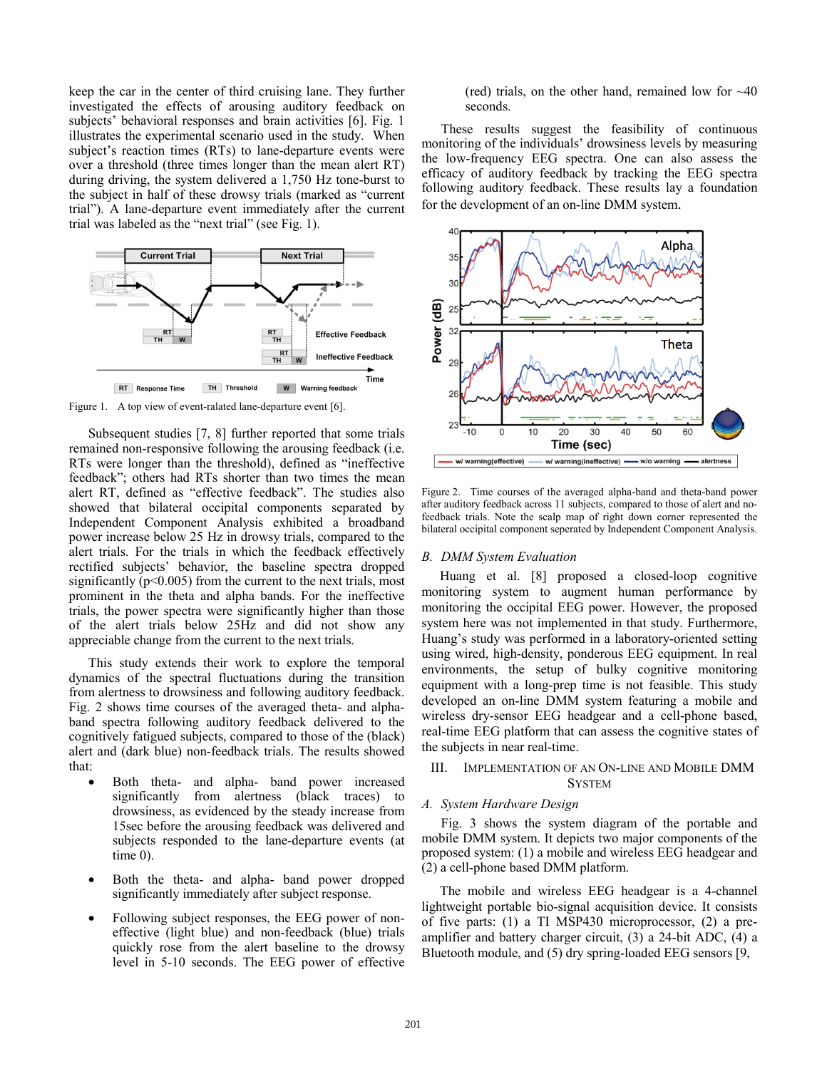keep the car in the center of third cruising lane. They further investigated the effects of arousing auditory feedback on subjects' behavioral responses and brain activities [6]. Fig. 1 illustrates the experimental scenario used in the study. When subject's reaction times (RTs) to lane-departure events were over a threshold (three times longer than the mean alert RT) during driving, the system delivered a 1,750 Hz tone-burst to the subject in half of these drowsy trials (marked as "current trial"). A lane-departure event immediately after the current trial was labeled as the "next trial" (see Fig. 1).

Figure 1. A top view of event-ralated lane-departure event [6].

Subsequent studies [7, 8] further reported that some trials remained non-responsive following the arousing feedback (i.e. RTs were longer than the threshold), defined as "ineffective feedback"; others had RTs shorter than two times the mean alert RT, defined as "effective feedback". The studies also showed that bilateral occipital components separated by Independent Component Analysis exhibited a broadband power increase below 25 Hz in drowsy trials, compared to the alert trials. For the trials in which the feedback effectively rectified subjects' behavior, the baseline spectra dropped significantly ($p<0.005$) from the current to the next trials, most prominent in the theta and alpha bands. For the ineffective trials, the power spectra were significantly higher than those of the alert trials below 25Hz and did not show any appreciable change from the current to the next trials.

This study extends their work to explore the temporal dynamics of the spectral fluctuations during the transition from alertness to drowsiness and following auditory feedback. Fig. 2 shows time courses of the averaged theta- and alpha-band spectra following auditory feedback delivered to the cognitively fatigued subjects, compared to those of the (black) alert and (dark blue) non-feedback trials. The results showed that:

- Both theta- and alpha- band power increased significantly from alertness (black traces) to drowsiness, as evidenced by the steady increase from 15sec before the arousing feedback was delivered and subjects responded to the lane-departure events (at time 0).
- Both the theta- and alpha- band power dropped significantly immediately after subject response.
- Following subject responses, the EEG power of non-effective (light blue) and non-feedback (blue) trials quickly rose from the alert baseline to the drowsy level in 5-10 seconds. The EEG power of effective (red) trials, on the other hand, remained low for ~40 seconds.

These results suggest the feasibility of continuous monitoring of the individuals' drowsiness levels by measuring the low-frequency EEG spectra. One can also assess the efficacy of auditory feedback by tracking the EEG spectra following auditory feedback. These results lay a foundation for the development of an on-line DMM system.

Figure 2. Time courses of the averaged alpha-band and theta-band power after auditory feedback across 11 subjects, compared to those of alert and no-feedback trials. Note the scalp map of right down corner represented the bilateral occipital component seperated by Independent Component Analysis.

### B. DMM System Evaluation

Huang et al. [8] proposed a closed-loop cognitive monitoring system to augment human performance by monitoring the occipital EEG power. However, the proposed system here was not implemented in that study. Furthermore, Huang's study was performed in a laboratory-oriented setting using wired, high-density, ponderous EEG equipment. In real environments, the setup of bulky cognitive monitoring equipment with a long-prep time is not feasible. This study developed an on-line DMM system featuring a mobile and wireless dry-sensor EEG headgear and a cell-phone based, real-time EEG platform that can assess the cognitive states of the subjects in near real-time.

## III. Implementation of an On-line and Mobile DMM System

### A. System Hardware Design

Fig. 3 shows the system diagram of the portable and mobile DMM system. It depicts two major components of the proposed system: (1) a mobile and wireless EEG headgear and (2) a cell-phone based DMM platform.

The mobile and wireless EEG headgear is a 4-channel lightweight portable bio-signal acquisition device. It consists of five parts: (1) a TI MSP430 microprocessor, (2) a pre-amplifier and battery charger circuit, (3) a 24-bit ADC, (4) a Bluetooth module, and (5) dry spring-loaded EEG sensors [9,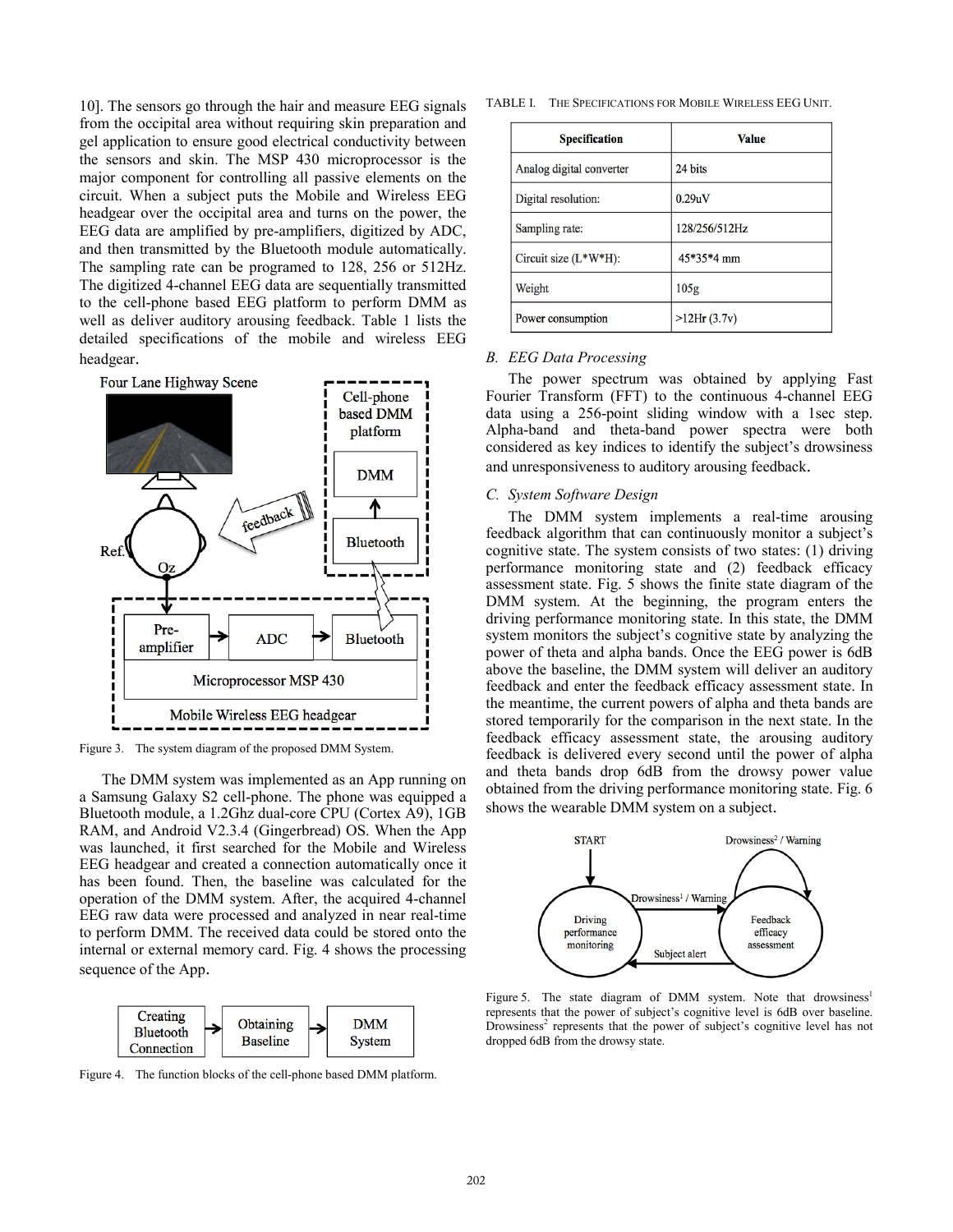10]. The sensors go through the hair and measure EEG signals from the occipital area without requiring skin preparation and gel application to ensure good electrical conductivity between the sensors and skin. The MSP 430 microprocessor is the major component for controlling all passive elements on the circuit. When a subject puts the Mobile and Wireless EEG headgear over the occipital area and turns on the power, the EEG data are amplified by pre-amplifiers, digitized by ADC, and then transmitted by the Bluetooth module automatically. The sampling rate can be programed to 128, 256 or 512Hz. The digitized 4-channel EEG data are sequentially transmitted to the cell-phone based EEG platform to perform DMM as well as deliver auditory arousing feedback. Table 1 lists the detailed specifications of the mobile and wireless EEG headgear.

Figure 3. The system diagram of the proposed DMM System.

The DMM system was implemented as an App running on a Samsung Galaxy S2 cell-phone. The phone was equipped a Bluetooth module, a 1.2Ghz dual-core CPU (Cortex A9), 1GB RAM, and Android V2.3.4 (Gingerbread) OS. When the App was launched, it first searched for the Mobile and Wireless EEG headgear and created a connection automatically once it has been found. Then, the baseline was calculated for the operation of the DMM system. After, the acquired 4-channel EEG raw data were processed and analyzed in near real-time to perform DMM. The received data could be stored onto the internal or external memory card. Fig. 4 shows the processing sequence of the App.

Figure 4. The function blocks of the cell-phone based DMM platform.

TABLE I. THE SPECIFICATIONS FOR MOBILE WIRELESS EEG UNIT.

| Specification | Value |
| --- | --- |
| Analog digital converter | 24 bits |
| Digital resolution: | 0.29uV |
| Sampling rate: | 128/256/512Hz |
| Circuit size (L*W*H): | 45*35*4 mm |
| Weight | 105g |
| Power consumption | >12Hr (3.7v) |

## B. EEG Data Processing

The power spectrum was obtained by applying Fast Fourier Transform (FFT) to the continuous 4-channel EEG data using a 256-point sliding window with a 1sec step. Alpha-band and theta-band power spectra were both considered as key indices to identify the subject's drowsiness and unresponsiveness to auditory arousing feedback.

## C. System Software Design

The DMM system implements a real-time arousing feedback algorithm that can continuously monitor a subject's cognitive state. The system consists of two states: (1) driving performance monitoring state and (2) feedback efficacy assessment state. Fig. 5 shows the finite state diagram of the DMM system. At the beginning, the program enters the driving performance monitoring state. In this state, the DMM system monitors the subject's cognitive state by analyzing the power of theta and alpha bands. Once the EEG power is 6dB above the baseline, the DMM system will deliver an auditory feedback and enter the feedback efficacy assessment state. In the meantime, the current powers of alpha and theta bands are stored temporarily for the comparison in the next state. In the feedback efficacy assessment state, the arousing auditory feedback is delivered every second until the power of alpha and theta bands drop 6dB from the drowsy power value obtained from the driving performance monitoring state. Fig. 6 shows the wearable DMM system on a subject.

Figure 5. The state diagram of DMM system. Note that drowsiness[1] represents that the power of subject's cognitive level is 6dB over baseline. Drowsiness[2] represents that the power of subject's cognitive level has not dropped 6dB from the drowsy state.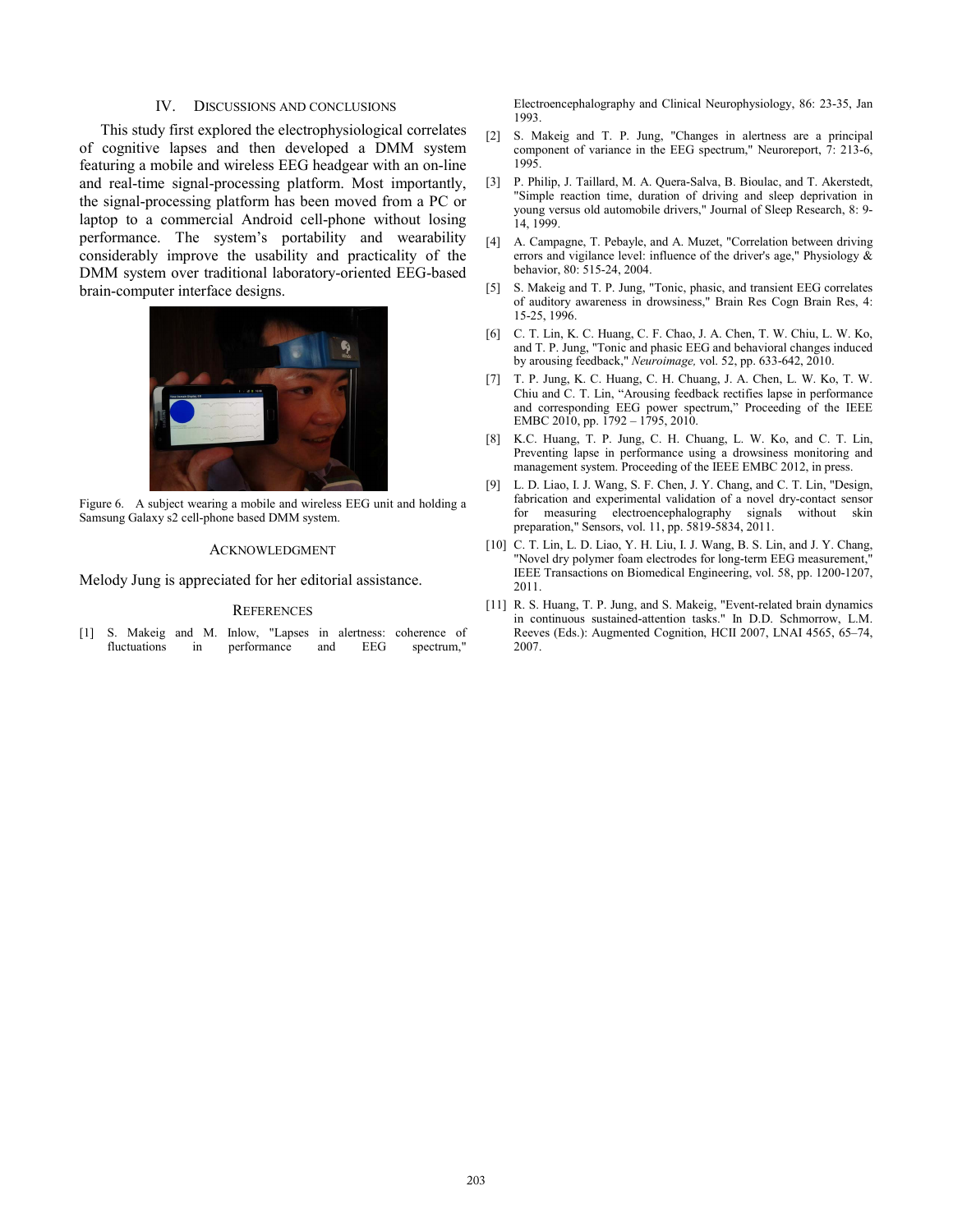## IV. Discussions and Conclusions

This study first explored the electrophysiological correlates of cognitive lapses and then developed a DMM system featuring a mobile and wireless EEG headgear with an on-line and real-time signal-processing platform. Most importantly, the signal-processing platform has been moved from a PC or laptop to a commercial Android cell-phone without losing performance. The system's portability and wearability considerably improve the usability and practicality of the DMM system over traditional laboratory-oriented EEG-based brain-computer interface designs.

Figure 6. A subject wearing a mobile and wireless EEG unit and holding a Samsung Galaxy s2 cell-phone based DMM system.

## Acknowledgment

Melody Jung is appreciated for her editorial assistance.

## References

[1] S. Makeig and M. Inlow, "Lapses in alertness: coherence of fluctuations in performance and EEG spectrum," Electroencephalography and Clinical Neurophysiology, 86: 23-35, Jan 1993.

[2] S. Makeig and T. P. Jung, "Changes in alertness are a principal component of variance in the EEG spectrum," Neuroreport, 7: 213-6, 1995.

[3] P. Philip, J. Taillard, M. A. Quera-Salva, B. Bioulac, and T. Akerstedt, "Simple reaction time, duration of driving and sleep deprivation in young versus old automobile drivers," Journal of Sleep Research, 8: 9-14, 1999.

[4] A. Campagne, T. Pebayle, and A. Muzet, "Correlation between driving errors and vigilance level: influence of the driver's age," Physiology & behavior, 80: 515-24, 2004.

[5] S. Makeig and T. P. Jung, "Tonic, phasic, and transient EEG correlates of auditory awareness in drowsiness," Brain Res Cogn Brain Res, 4: 15-25, 1996.

[6] C. T. Lin, K. C. Huang, C. F. Chao, J. A. Chen, T. W. Chiu, L. W. Ko, and T. P. Jung, "Tonic and phasic EEG and behavioral changes induced by arousing feedback," *Neuroimage,* vol. 52, pp. 633-642, 2010.

[7] T. P. Jung, K. C. Huang, C. H. Chuang, J. A. Chen, L. W. Ko, T. W. Chiu and C. T. Lin, "Arousing feedback rectifies lapse in performance and corresponding EEG power spectrum," Proceeding of the IEEE EMBC 2010, pp. 1792 – 1795, 2010.

[8] K.C. Huang, T. P. Jung, C. H. Chuang, L. W. Ko, and C. T. Lin, Preventing lapse in performance using a drowsiness monitoring and management system. Proceeding of the IEEE EMBC 2012, in press.

[9] L. D. Liao, I. J. Wang, S. F. Chen, J. Y. Chang, and C. T. Lin, "Design, fabrication and experimental validation of a novel dry-contact sensor for measuring electroencephalography signals without skin preparation," Sensors, vol. 11, pp. 5819-5834, 2011.

[10] C. T. Lin, L. D. Liao, Y. H. Liu, I. J. Wang, B. S. Lin, and J. Y. Chang, "Novel dry polymer foam electrodes for long-term EEG measurement," IEEE Transactions on Biomedical Engineering, vol. 58, pp. 1200-1207, 2011.

[11] R. S. Huang, T. P. Jung, and S. Makeig, "Event-related brain dynamics in continuous sustained-attention tasks." In D.D. Schmorrow, L.M. Reeves (Eds.): Augmented Cognition, HCII 2007, LNAI 4565, 65–74, 2007.